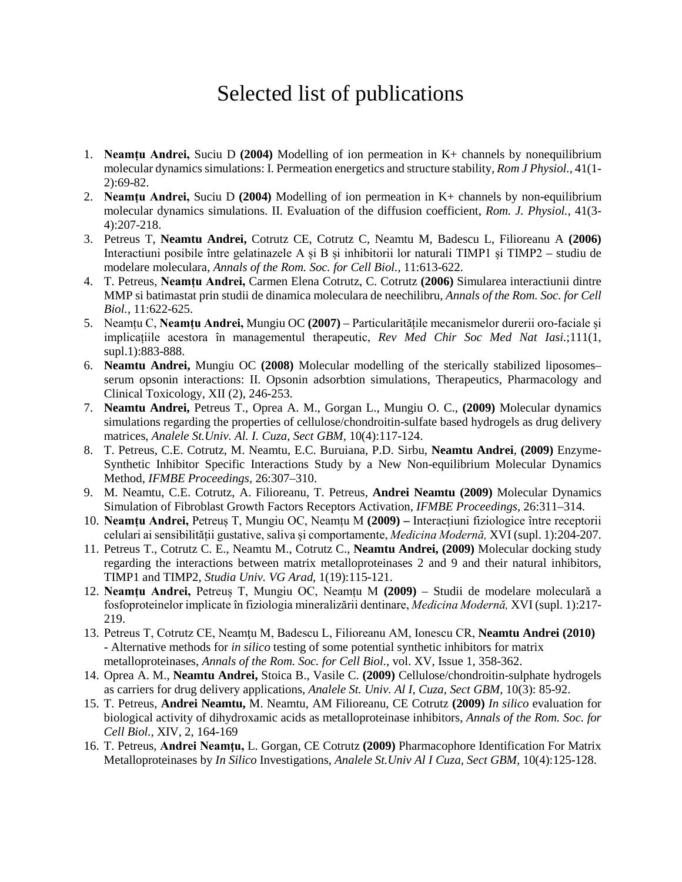# Selected list of publications

1. **Neamțu Andrei,** Suciu D **(2004)** Modelling of ion permeation in K+ channels by nonequilibrium molecular dynamics simulations: I. Permeation energetics and structure stability, *Rom J Physiol.*, 41(1-2):69-82.
2. **Neamțu Andrei,** Suciu D **(2004)** Modelling of ion permeation in K+ channels by non-equilibrium molecular dynamics simulations. II. Evaluation of the diffusion coefficient, *Rom. J. Physiol.*, 41(3-4):207-218.
3. Petreus T, **Neamtu Andrei,** Cotrutz CE, Cotrutz C, Neamtu M, Badescu L, Filioreanu A **(2006)** Interactiuni posibile între gelatinazele A și B și inhibitorii lor naturali TIMP1 și TIMP2 – studiu de modelare moleculara, *Annals of the Rom. Soc. for Cell Biol.*, 11:613-622.
4. T. Petreus, **Neamțu Andrei,** Carmen Elena Cotrutz, C. Cotrutz **(2006)** Simularea interactiunii dintre MMP si batimastat prin studii de dinamica moleculara de neechilibru, *Annals of the Rom. Soc. for Cell Biol.*, 11:622-625.
5. Neamțu C, **Neamțu Andrei,** Mungiu OC **(2007)** – Particularitățile mecanismelor durerii oro-faciale și implicațiile acestora în managementul therapeutic, *Rev Med Chir Soc Med Nat Iasi.*;111(1, supl.1):883-888.
6. **Neamtu Andrei,** Mungiu OC **(2008)** Molecular modelling of the sterically stabilized liposomes–serum opsonin interactions: II. Opsonin adsorbtion simulations, Therapeutics, Pharmacology and Clinical Toxicology, XII (2), 246-253.
7. **Neamtu Andrei,** Petreus T., Oprea A. M., Gorgan L., Mungiu O. C., **(2009)** Molecular dynamics simulations regarding the properties of cellulose/chondroitin-sulfate based hydrogels as drug delivery matrices, *Analele St.Univ. Al. I. Cuza, Sect GBM,* 10(4):117-124.
8. T. Petreus, C.E. Cotrutz, M. Neamtu, E.C. Buruiana, P.D. Sirbu, **Neamtu Andrei**, **(2009)** Enzyme-Synthetic Inhibitor Specific Interactions Study by a New Non-equilibrium Molecular Dynamics Method, *IFMBE Proceedings,* 26:307–310.
9. M. Neamtu, C.E. Cotrutz, A. Filioreanu, T. Petreus, **Andrei Neamtu (2009)** Molecular Dynamics Simulation of Fibroblast Growth Factors Receptors Activation, *IFMBE Proceedings,* 26:311–314.
10. **Neamțu Andrei,** Petreuș T, Mungiu OC, Neamțu M **(2009) –** Interacțiuni fiziologice între receptorii celulari ai sensibilității gustative, saliva și comportamente, *Medicina Modernă,* XVI (supl. 1):204-207.
11. Petreus T., Cotrutz C. E., Neamtu M., Cotrutz C., **Neamtu Andrei, (2009)** Molecular docking study regarding the interactions between matrix metalloproteinases 2 and 9 and their natural inhibitors, TIMP1 and TIMP2, *Studia Univ. VG Arad,* 1(19):115-121.
12. **Neamțu Andrei,** Petreuș T, Mungiu OC, Neamțu M **(2009)** – Studii de modelare moleculară a fosfoproteinelor implicate în fiziologia mineralizării dentinare, *Medicina Modernă,* XVI (supl. 1):217-219.
13. Petreus T, Cotrutz CE, Neamţu M, Badescu L, Filioreanu AM, Ionescu CR, **Neamtu Andrei (2010)** - Alternative methods for *in silico* testing of some potential synthetic inhibitors for matrix metalloproteinases, *Annals of the Rom. Soc. for Cell Biol.*, vol. XV, Issue 1, 358-362.
14. Oprea A. M., **Neamtu Andrei,** Stoica B., Vasile C. **(2009)** Cellulose/chondroitin-sulphate hydrogels as carriers for drug delivery applications, *Analele St. Univ. Al I, Cuza, Sect GBM,* 10(3): 85-92.
15. T. Petreus, **Andrei Neamtu,** M. Neamtu, AM Filioreanu, CE Cotrutz **(2009)** *In silico* evaluation for biological activity of dihydroxamic acids as metalloproteinase inhibitors, *Annals of the Rom. Soc. for Cell Biol.,* XIV, 2, 164-169
16. T. Petreus, **Andrei Neamţu,** L. Gorgan, CE Cotrutz **(2009)** Pharmacophore Identification For Matrix Metalloproteinases by *In Silico* Investigations, *Analele St.Univ Al I Cuza, Sect GBM,* 10(4):125-128.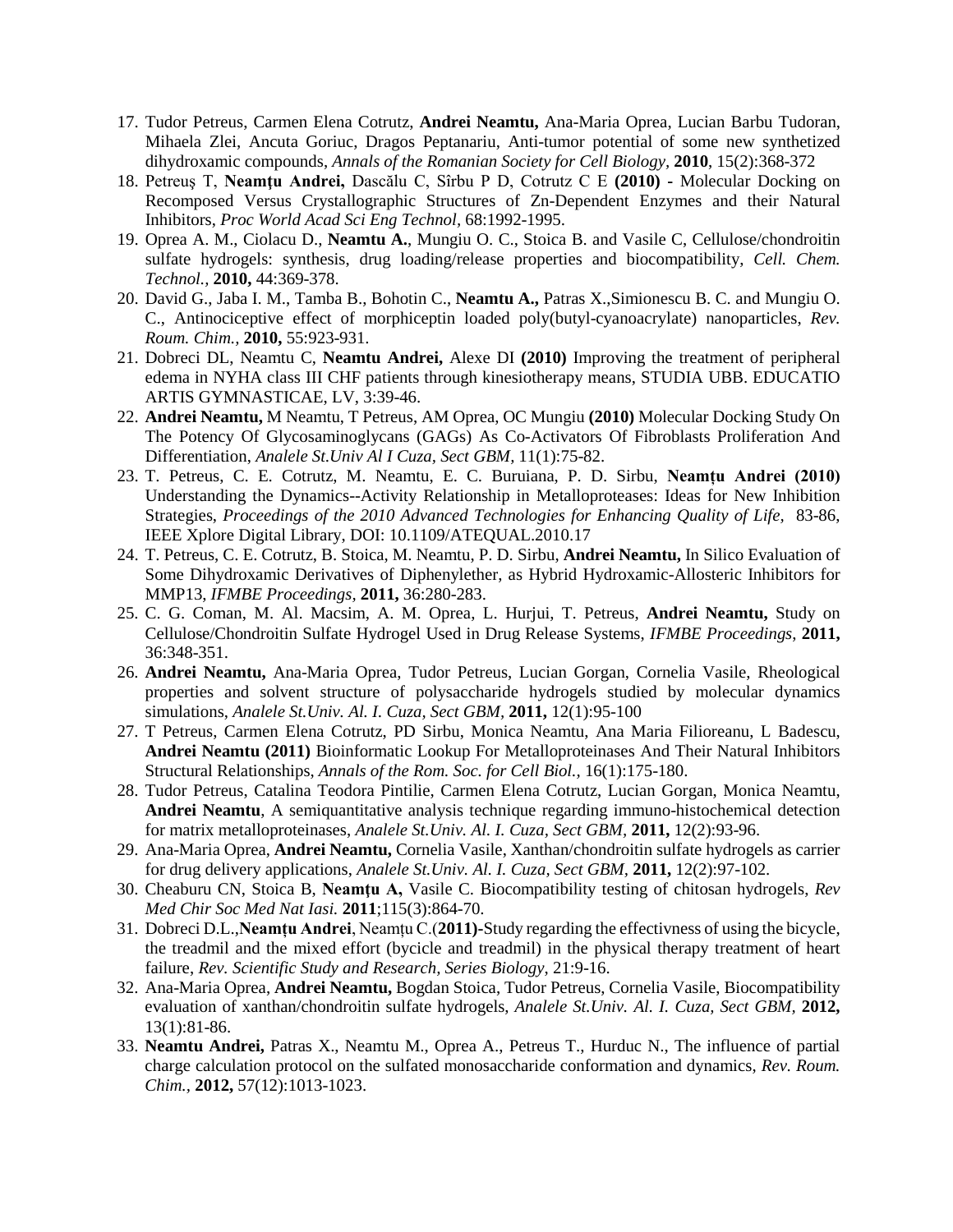17. Tudor Petreus, Carmen Elena Cotrutz, **Andrei Neamtu,** Ana-Maria Oprea, Lucian Barbu Tudoran, Mihaela Zlei, Ancuta Goriuc, Dragos Peptanariu, Anti-tumor potential of some new synthetized dihydroxamic compounds, *Annals of the Romanian Society for Cell Biology,* **2010**, 15(2):368-372
18. Petreuş T, **Neamţu Andrei,** Dascălu C, Sîrbu P D, Cotrutz C E **(2010) -** Molecular Docking on Recomposed Versus Crystallographic Structures of Zn-Dependent Enzymes and their Natural Inhibitors, *Proc World Acad Sci Eng Technol,* 68:1992-1995.
19. Oprea A. M., Ciolacu D., **Neamtu A.**, Mungiu O. C., Stoica B. and Vasile C, Cellulose/chondroitin sulfate hydrogels: synthesis, drug loading/release properties and biocompatibility, *Cell. Chem. Technol.,* **2010,** 44:369-378.
20. David G., Jaba I. M., Tamba B., Bohotin C., **Neamtu A.,** Patras X.,Simionescu B. C. and Mungiu O. C., Antinociceptive effect of morphiceptin loaded poly(butyl-cyanoacrylate) nanoparticles, *Rev. Roum. Chim.,* **2010,** 55:923-931.
21. Dobreci DL, Neamtu C, **Neamtu Andrei,** Alexe DI **(2010)** Improving the treatment of peripheral edema in NYHA class III CHF patients through kinesiotherapy means, STUDIA UBB. EDUCATIO ARTIS GYMNASTICAE, LV, 3:39-46.
22. **Andrei Neamtu,** M Neamtu, T Petreus, AM Oprea, OC Mungiu **(2010)** Molecular Docking Study On The Potency Of Glycosaminoglycans (GAGs) As Co-Activators Of Fibroblasts Proliferation And Differentiation, *Analele St.Univ Al I Cuza, Sect GBM,* 11(1):75-82.
23. T. Petreus, C. E. Cotrutz, M. Neamtu, E. C. Buruiana, P. D. Sirbu, **Neamţu Andrei (2010)** Understanding the Dynamics--Activity Relationship in Metalloproteases: Ideas for New Inhibition Strategies, *Proceedings of the 2010 Advanced Technologies for Enhancing Quality of Life,* 83-86, IEEE Xplore Digital Library, DOI: 10.1109/ATEQUAL.2010.17
24. T. Petreus, C. E. Cotrutz, B. Stoica, M. Neamtu, P. D. Sirbu, **Andrei Neamtu,** In Silico Evaluation of Some Dihydroxamic Derivatives of Diphenylether, as Hybrid Hydroxamic-Allosteric Inhibitors for MMP13, *IFMBE Proceedings,* **2011,** 36:280-283.
25. C. G. Coman, M. Al. Macsim, A. M. Oprea, L. Hurjui, T. Petreus, **Andrei Neamtu,** Study on Cellulose/Chondroitin Sulfate Hydrogel Used in Drug Release Systems, *IFMBE Proceedings,* **2011,** 36:348-351.
26. **Andrei Neamtu,** Ana-Maria Oprea, Tudor Petreus, Lucian Gorgan, Cornelia Vasile, Rheological properties and solvent structure of polysaccharide hydrogels studied by molecular dynamics simulations, *Analele St.Univ. Al. I. Cuza, Sect GBM,* **2011,** 12(1):95-100
27. T Petreus, Carmen Elena Cotrutz, PD Sirbu, Monica Neamtu, Ana Maria Filioreanu, L Badescu, **Andrei Neamtu (2011)** Bioinformatic Lookup For Metalloproteinases And Their Natural Inhibitors Structural Relationships, *Annals of the Rom. Soc. for Cell Biol.,* 16(1):175-180.
28. Tudor Petreus, Catalina Teodora Pintilie, Carmen Elena Cotrutz, Lucian Gorgan, Monica Neamtu, **Andrei Neamtu**, A semiquantitative analysis technique regarding immuno-histochemical detection for matrix metalloproteinases, *Analele St.Univ. Al. I. Cuza, Sect GBM,* **2011,** 12(2):93-96.
29. Ana-Maria Oprea, **Andrei Neamtu,** Cornelia Vasile, Xanthan/chondroitin sulfate hydrogels as carrier for drug delivery applications, *Analele St.Univ. Al. I. Cuza, Sect GBM,* **2011,** 12(2):97-102.
30. Cheaburu CN, Stoica B, **Neamţu A,** Vasile C. Biocompatibility testing of chitosan hydrogels, *Rev Med Chir Soc Med Nat Iasi.* **2011**;115(3):864-70.
31. Dobreci D.L.,**Neamțu Andrei**, Neamțu C.(**2011)-**Study regarding the effectivness of using the bicycle, the treadmill and the mixed effort (bycicle and treadmill) in the physical therapy treatment of heart failure, *Rev. Scientific Study and Research, Series Biology*, 21:9-16.
32. Ana-Maria Oprea, **Andrei Neamtu,** Bogdan Stoica, Tudor Petreus, Cornelia Vasile, Biocompatibility evaluation of xanthan/chondroitin sulfate hydrogels, *Analele St.Univ. Al. I. Cuza, Sect GBM,* **2012,** 13(1):81-86.
33. **Neamtu Andrei,** Patras X., Neamtu M., Oprea A., Petreus T., Hurduc N., The influence of partial charge calculation protocol on the sulfated monosaccharide conformation and dynamics, *Rev. Roum. Chim.,* **2012,** 57(12):1013-1023.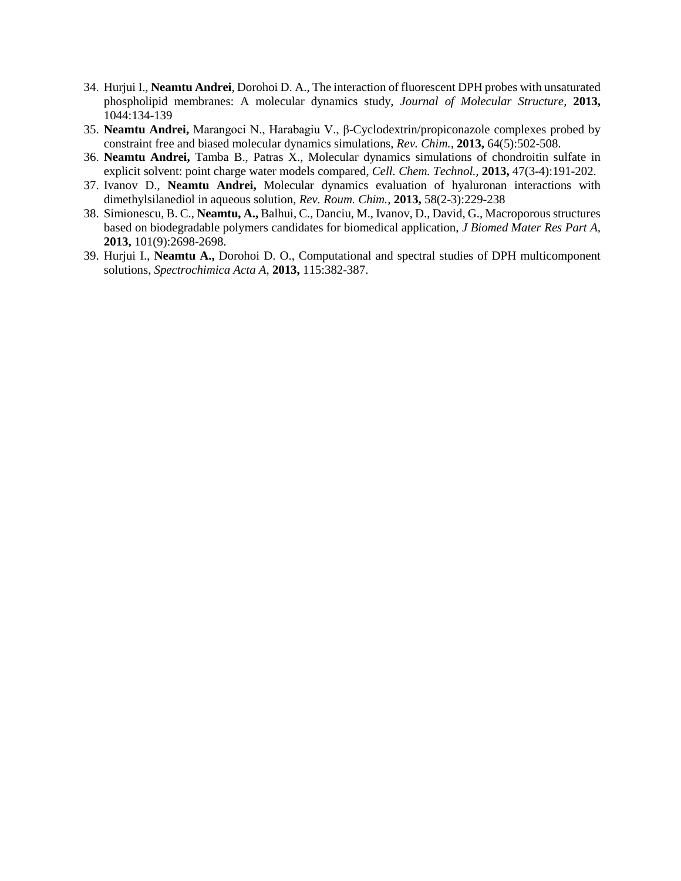34. Hurjui I., **Neamtu Andrei**, Dorohoi D. A., The interaction of fluorescent DPH probes with unsaturated phospholipid membranes: A molecular dynamics study, *Journal of Molecular Structure*, **2013,** 1044:134-139
35. **Neamtu Andrei,** Marangoci N., Harabagiu V., β-Cyclodextrin/propiconazole complexes probed by constraint free and biased molecular dynamics simulations, *Rev. Chim.*, **2013,** 64(5):502-508.
36. **Neamtu Andrei,** Tamba B., Patras X., Molecular dynamics simulations of chondroitin sulfate in explicit solvent: point charge water models compared, *Cell. Chem. Technol.*, **2013,** 47(3-4):191-202.
37. Ivanov D., **Neamtu Andrei,** Molecular dynamics evaluation of hyaluronan interactions with dimethylsilanediol in aqueous solution, *Rev. Roum. Chim.*, **2013,** 58(2-3):229-238
38. Simionescu, B. C., **Neamtu, A.,** Balhui, C., Danciu, M., Ivanov, D., David, G., Macroporous structures based on biodegradable polymers candidates for biomedical application, *J Biomed Mater Res Part A*, **2013,** 101(9):2698-2698.
39. Hurjui I., **Neamtu A.,** Dorohoi D. O., Computational and spectral studies of DPH multicomponent solutions, *Spectrochimica Acta A*, **2013,** 115:382-387.